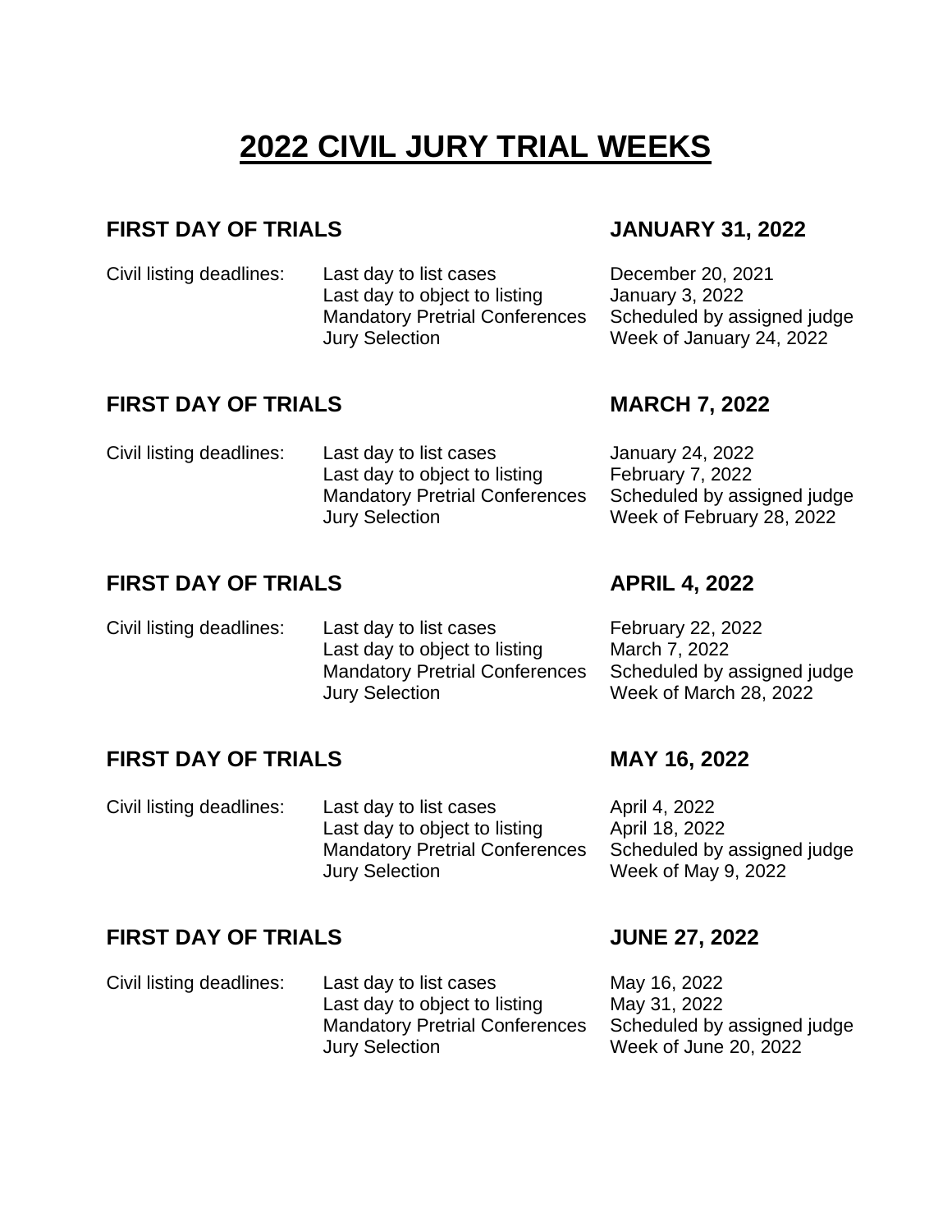# 2022 CIVIL JURY TRIAL WEEKS

## FIRST DAY OF TRIALS — JANUARY 31, 2022

| Civil listing deadlines: | | |
|---|---|---|
| | Last day to list cases | December 20, 2021 |
| | Last day to object to listing | January 3, 2022 |
| | Mandatory Pretrial Conferences | Scheduled by assigned judge |
| | Jury Selection | Week of January 24, 2022 |

## FIRST DAY OF TRIALS — MARCH 7, 2022

| Civil listing deadlines: | | |
|---|---|---|
| | Last day to list cases | January 24, 2022 |
| | Last day to object to listing | February 7, 2022 |
| | Mandatory Pretrial Conferences | Scheduled by assigned judge |
| | Jury Selection | Week of February 28, 2022 |

## FIRST DAY OF TRIALS — APRIL 4, 2022

| Civil listing deadlines: | | |
|---|---|---|
| | Last day to list cases | February 22, 2022 |
| | Last day to object to listing | March 7, 2022 |
| | Mandatory Pretrial Conferences | Scheduled by assigned judge |
| | Jury Selection | Week of March 28, 2022 |

## FIRST DAY OF TRIALS — MAY 16, 2022

| Civil listing deadlines: | | |
|---|---|---|
| | Last day to list cases | April 4, 2022 |
| | Last day to object to listing | April 18, 2022 |
| | Mandatory Pretrial Conferences | Scheduled by assigned judge |
| | Jury Selection | Week of May 9, 2022 |

## FIRST DAY OF TRIALS — JUNE 27, 2022

| Civil listing deadlines: | | |
|---|---|---|
| | Last day to list cases | May 16, 2022 |
| | Last day to object to listing | May 31, 2022 |
| | Mandatory Pretrial Conferences | Scheduled by assigned judge |
| | Jury Selection | Week of June 20, 2022 |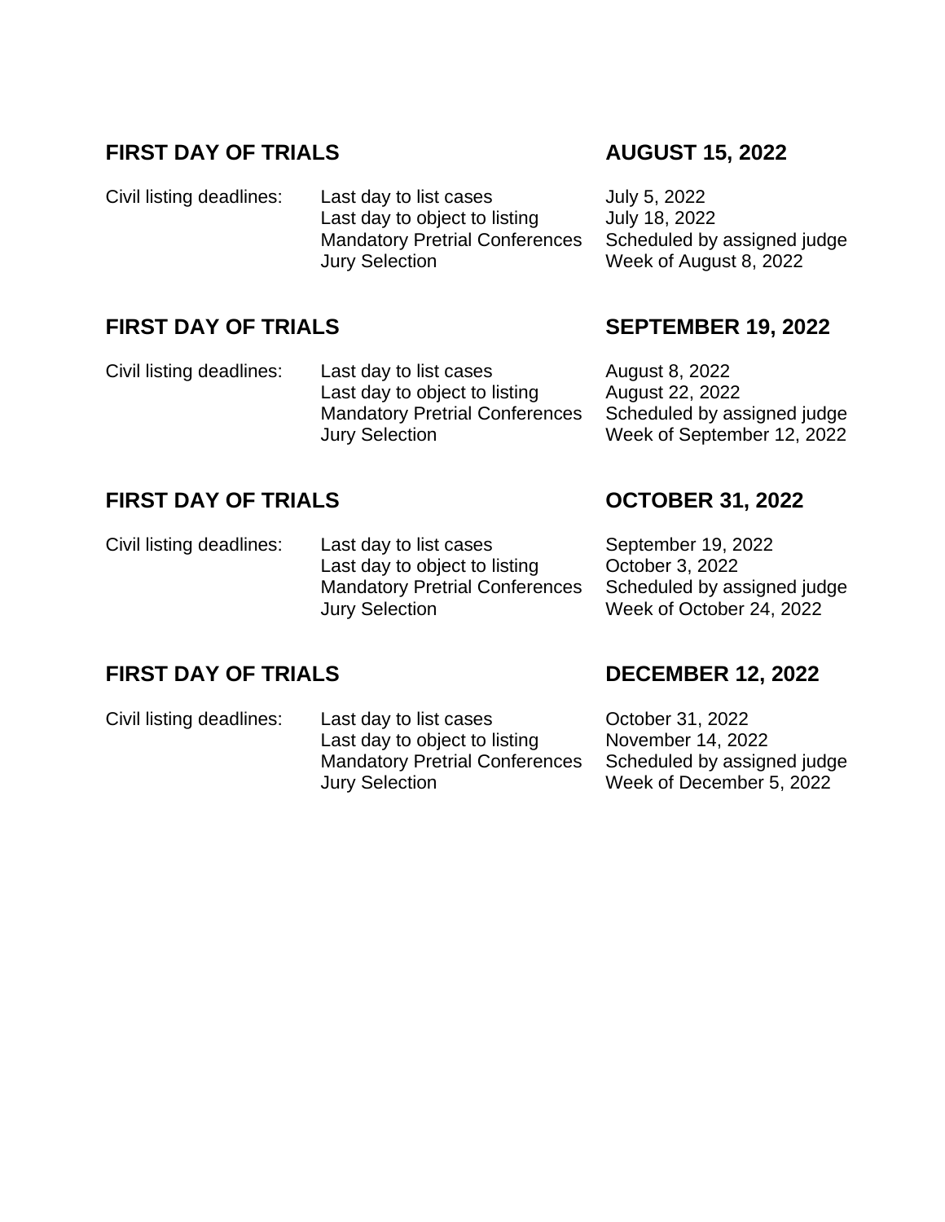## FIRST DAY OF TRIALS — AUGUST 15, 2022

| | | |
|---|---|---|
| Civil listing deadlines: | Last day to list cases | July 5, 2022 |
| | Last day to object to listing | July 18, 2022 |
| | Mandatory Pretrial Conferences | Scheduled by assigned judge |
| | Jury Selection | Week of August 8, 2022 |

## FIRST DAY OF TRIALS — SEPTEMBER 19, 2022

| | | |
|---|---|---|
| Civil listing deadlines: | Last day to list cases | August 8, 2022 |
| | Last day to object to listing | August 22, 2022 |
| | Mandatory Pretrial Conferences | Scheduled by assigned judge |
| | Jury Selection | Week of September 12, 2022 |

## FIRST DAY OF TRIALS — OCTOBER 31, 2022

| | | |
|---|---|---|
| Civil listing deadlines: | Last day to list cases | September 19, 2022 |
| | Last day to object to listing | October 3, 2022 |
| | Mandatory Pretrial Conferences | Scheduled by assigned judge |
| | Jury Selection | Week of October 24, 2022 |

## FIRST DAY OF TRIALS — DECEMBER 12, 2022

| | | |
|---|---|---|
| Civil listing deadlines: | Last day to list cases | October 31, 2022 |
| | Last day to object to listing | November 14, 2022 |
| | Mandatory Pretrial Conferences | Scheduled by assigned judge |
| | Jury Selection | Week of December 5, 2022 |